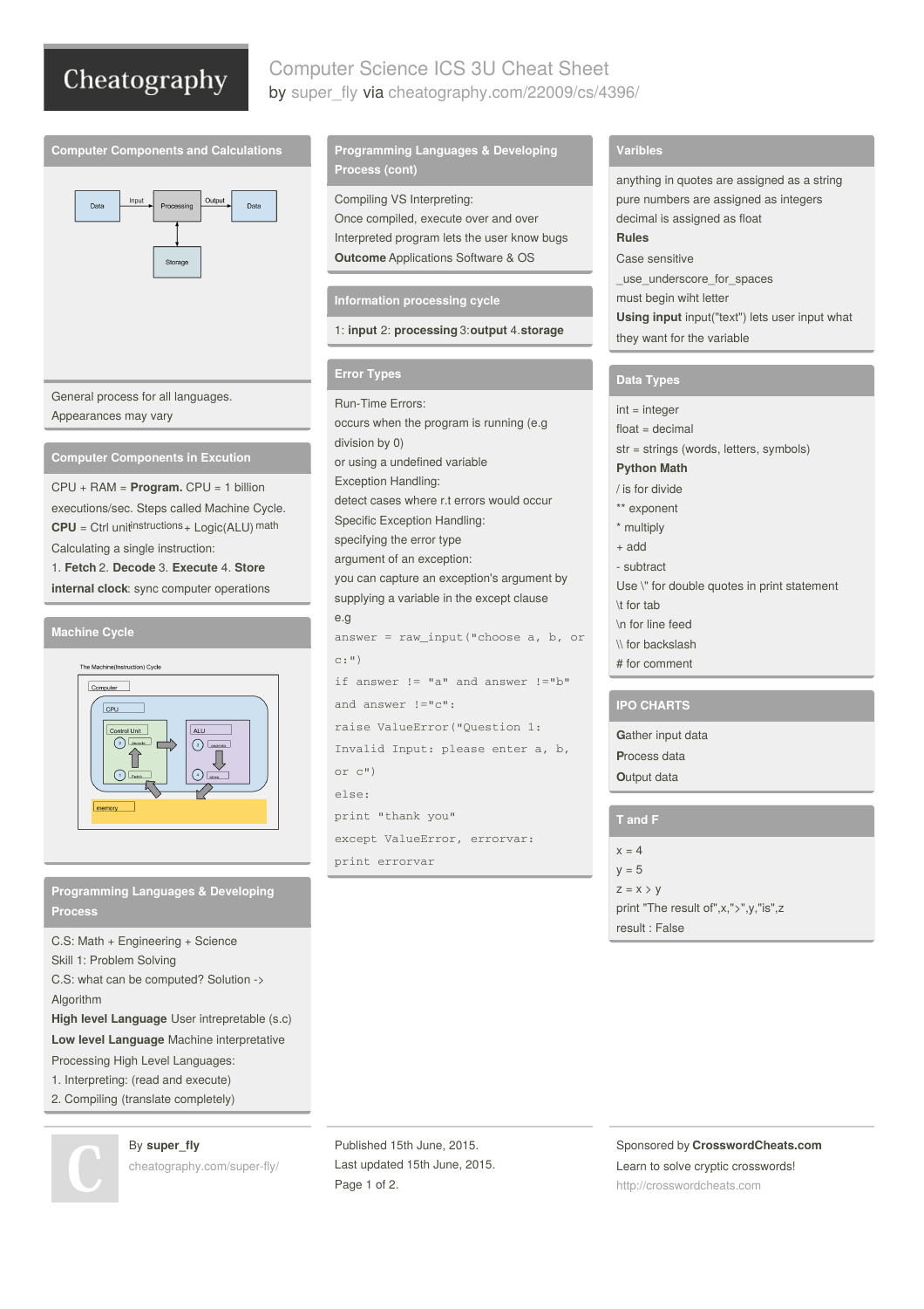# Computer Science ICS 3U Cheat Sheet

by super_fly via cheatography.com/22009/cs/4396/

## Computer Components and Calculations

General process for all languages.
Appearances may vary

## Computer Components in Excution

CPU + RAM = **Program.** CPU = 1 billion executions/sec. Steps called Machine Cycle.
**CPU** = Ctrl unit[instructions] + Logic(ALU)[math]
Calculating a single instruction:
1. **Fetch** 2. **Decode** 3. **Execute** 4. **Store**
**internal clock**: sync computer operations

## Machine Cycle

## Programming Languages & Developing Process

C.S: Math + Engineering + Science
Skill 1: Problem Solving
C.S: what can be computed? Solution -> Algorithm
**High level Language** User intrepretable (s.c)
**Low level Language** Machine interpretative
Processing High Level Languages:
1. Interpreting: (read and execute)
2. Compiling (translate completely)

## Programming Languages & Developing Process (cont)

Compiling VS Interpreting:
Once compiled, execute over and over
Interpreted program lets the user know bugs
**Outcome** Applications Software & OS

## Information processing cycle

1: **input** 2: **processing** 3:**output** 4.**storage**

## Error Types

Run-Time Errors:
occurs when the program is running (e.g division by 0)
or using a undefined variable
Exception Handling:
detect cases where r.t errors would occur
Specific Exception Handling:
specifying the error type
argument of an exception:
you can capture an exception's argument by supplying a variable in the except clause
e.g

```
answer = raw_input("choose a, b, or c:")
if answer != "a" and answer !="b" and answer !="c":
raise ValueError("Question 1: Invalid Input: please enter a, b, or c")
else:
print "thank you"
except ValueError, errorvar:
print errorvar
```

## Varibles

anything in quotes are assigned as a string
pure numbers are assigned as integers
decimal is assigned as float
**Rules**
Case sensitive
_use_underscore_for_spaces
must begin wiht letter
**Using input** input("text") lets user input what they want for the variable

## Data Types

int = integer
float = decimal
str = strings (words, letters, symbols)
**Python Math**
/ is for divide
** exponent
* multiply
+ add
- subtract
Use \" for double quotes in print statement
\t for tab
\n for line feed
\\ for backslash
# for comment

## IPO CHARTS

**G**ather input data
**P**rocess data
**O**utput data

## T and F

x = 4
y = 5
z = x > y
print "The result of",x,">",y,"is",z
result : False

By **super_fly**
cheatography.com/super-fly/

Published 15th June, 2015.
Last updated 15th June, 2015.

Sponsored by **CrosswordCheats.com**
Learn to solve cryptic crosswords!
http://crosswordcheats.com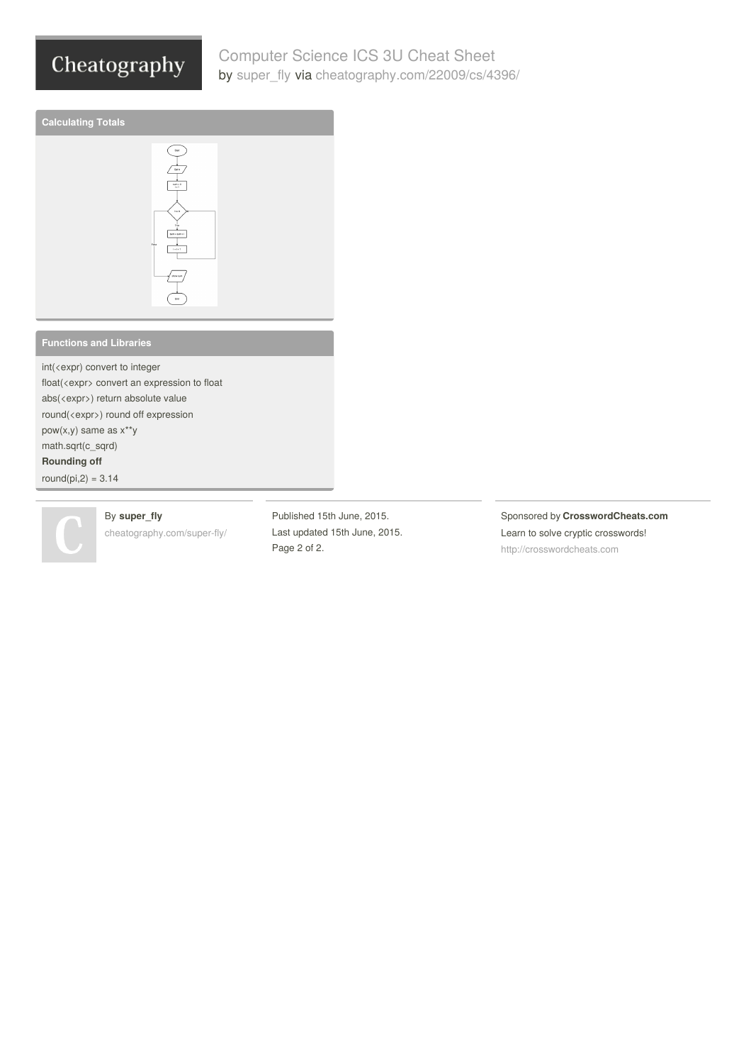## Calculating Totals

## Functions and Libraries

int(<expr) convert to integer

float(<expr> convert an expression to float

abs(<expr>) return absolute value

round(<expr>) round off expression

pow(x,y) same as x**y

math.sqrt(c_sqrd)

**Rounding off**

round(pi,2) = 3.14